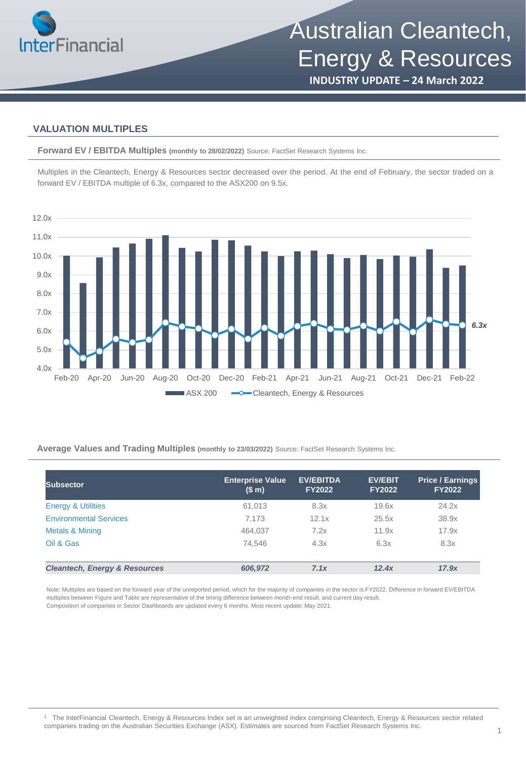# Australian Cleantech, Energy & Resources

**INDUSTRY UPDATE – 24 March 2022**

## VALUATION MULTIPLES

**Forward EV / EBITDA Multiples** **(monthly to 28/02/2022)** Source: FactSet Research Systems Inc.

Multiples in the Cleantech, Energy & Resources sector decreased over the period. At the end of February, the sector traded on a forward EV / EBITDA multiple of 6.3x, compared to the ASX200 on 9.5x.

**Average Values and Trading Multiples** **(monthly to 23/03/2022)** Source: FactSet Research Systems Inc.

| Subsector | Enterprise Value ($ m) | EV/EBITDA FY2022 | EV/EBIT FY2022 | Price / Earnings FY2022 |
|---|---|---|---|---|
| Energy & Utilities | 61,013 | 8.3x | 19.6x | 24.2x |
| Environmental Services | 7,173 | 12.1x | 25.5x | 38.9x |
| Metals & Mining | 464,037 | 7.2x | 11.9x | 17.9x |
| Oil & Gas | 74,546 | 4.3x | 6.3x | 8.3x |
| ***Cleantech, Energy & Resources*** | ***606,972*** | ***7.1x*** | ***12.4x*** | ***17.9x*** |

Note: Multiples are based on the forward year of the unreported period, which for the majority of companies in the sector is FY2022. Difference in forward EV/EBITDA multiples between Figure and Table are representative of the timing difference between month-end result, and current day result.
Composition of companies in Sector Dashboards are updated every 6 months. Most recent update: May 2021.

[1] The InterFinancial Cleantech, Energy & Resources Index set is an unweighted index comprising Cleantech, Energy & Resources sector related companies trading on the Australian Securities Exchange (ASX). Estimates are sourced from FactSet Research Systems Inc.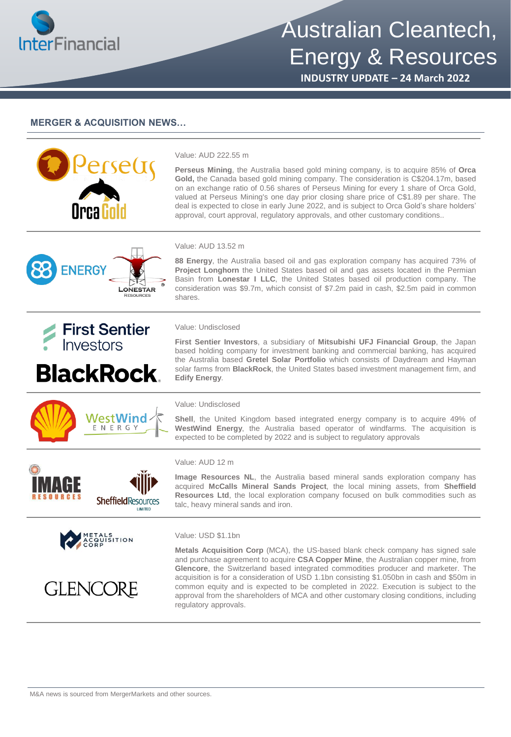## MERGER & ACQUISITION NEWS…

Value: AUD 222.55 m

**Perseus Mining**, the Australia based gold mining company, is to acquire 85% of **Orca Gold,** the Canada based gold mining company. The consideration is C$204.17m, based on an exchange ratio of 0.56 shares of Perseus Mining for every 1 share of Orca Gold, valued at Perseus Mining's one day prior closing share price of C$1.89 per share. The deal is expected to close in early June 2022, and is subject to Orca Gold's share holders' approval, court approval, regulatory approvals, and other customary conditions..

---

Value: AUD 13.52 m

**88 Energy**, the Australia based oil and gas exploration company has acquired 73% of **Project Longhorn** the United States based oil and gas assets located in the Permian Basin from **Lonestar I LLC**, the United States based oil production company. The consideration was $9.7m, which consist of $7.2m paid in cash, $2.5m paid in common shares.

---

Value: Undisclosed

**First Sentier Investors**, a subsidiary of **Mitsubishi UFJ Financial Group**, the Japan based holding company for investment banking and commercial banking, has acquired the Australia based **Gretel Solar Portfolio** which consists of Daydream and Hayman solar farms from **BlackRock**, the United States based investment management firm, and **Edify Energy**.

---

Value: Undisclosed

**Shell**, the United Kingdom based integrated energy company is to acquire 49% of **WestWind Energy**, the Australia based operator of windfarms. The acquisition is expected to be completed by 2022 and is subject to regulatory approvals

---

Value: AUD 12 m

**Image Resources NL**, the Australia based mineral sands exploration company has acquired **McCalls Mineral Sands Project**, the local mining assets, from **Sheffield Resources Ltd**, the local exploration company focused on bulk commodities such as talc, heavy mineral sands and iron.

---

Value: USD $1.1bn

**Metals Acquisition Corp** (MCA), the US-based blank check company has signed sale and purchase agreement to acquire **CSA Copper Mine**, the Australian copper mine, from **Glencore**, the Switzerland based integrated commodities producer and marketer. The acquisition is for a consideration of USD 1.1bn consisting $1.050bn in cash and $50m in common equity and is expected to be completed in 2022. Execution is subject to the approval from the shareholders of MCA and other customary closing conditions, including regulatory approvals.

---

M&A news is sourced from MergerMarkets and other sources.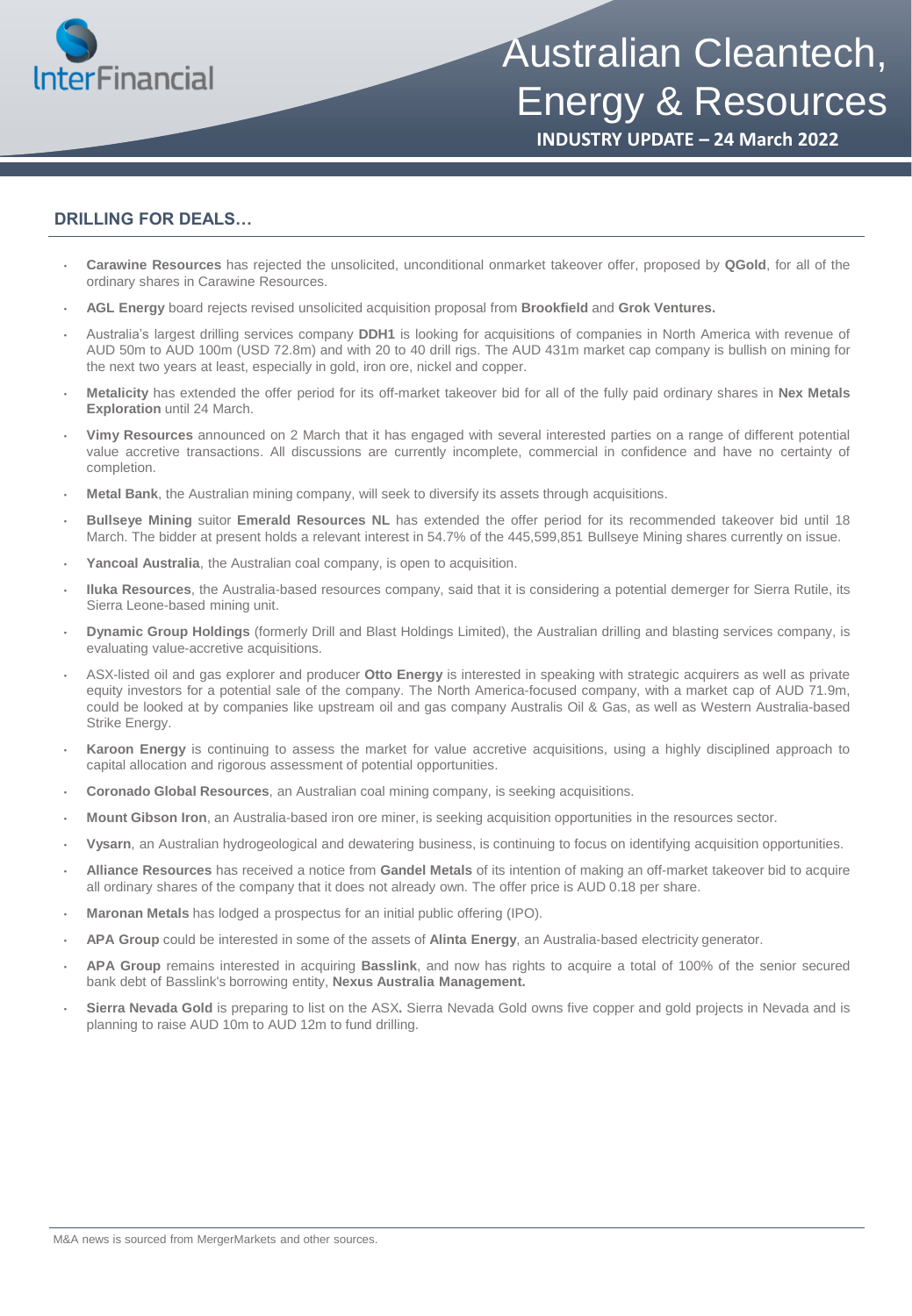## DRILLING FOR DEALS…

- **Carawine Resources** has rejected the unsolicited, unconditional onmarket takeover offer, proposed by **QGold**, for all of the ordinary shares in Carawine Resources.
- **AGL Energy** board rejects revised unsolicited acquisition proposal from **Brookfield** and **Grok Ventures.**
- Australia's largest drilling services company **DDH1** is looking for acquisitions of companies in North America with revenue of AUD 50m to AUD 100m (USD 72.8m) and with 20 to 40 drill rigs. The AUD 431m market cap company is bullish on mining for the next two years at least, especially in gold, iron ore, nickel and copper.
- **Metalicity** has extended the offer period for its off-market takeover bid for all of the fully paid ordinary shares in **Nex Metals Exploration** until 24 March.
- **Vimy Resources** announced on 2 March that it has engaged with several interested parties on a range of different potential value accretive transactions. All discussions are currently incomplete, commercial in confidence and have no certainty of completion.
- **Metal Bank**, the Australian mining company, will seek to diversify its assets through acquisitions.
- **Bullseye Mining** suitor **Emerald Resources NL** has extended the offer period for its recommended takeover bid until 18 March. The bidder at present holds a relevant interest in 54.7% of the 445,599,851 Bullseye Mining shares currently on issue.
- **Yancoal Australia**, the Australian coal company, is open to acquisition.
- **Iluka Resources**, the Australia-based resources company, said that it is considering a potential demerger for Sierra Rutile, its Sierra Leone-based mining unit.
- **Dynamic Group Holdings** (formerly Drill and Blast Holdings Limited), the Australian drilling and blasting services company, is evaluating value-accretive acquisitions.
- ASX-listed oil and gas explorer and producer **Otto Energy** is interested in speaking with strategic acquirers as well as private equity investors for a potential sale of the company. The North America-focused company, with a market cap of AUD 71.9m, could be looked at by companies like upstream oil and gas company Australis Oil & Gas, as well as Western Australia-based Strike Energy.
- **Karoon Energy** is continuing to assess the market for value accretive acquisitions, using a highly disciplined approach to capital allocation and rigorous assessment of potential opportunities.
- **Coronado Global Resources**, an Australian coal mining company, is seeking acquisitions.
- **Mount Gibson Iron**, an Australia-based iron ore miner, is seeking acquisition opportunities in the resources sector.
- **Vysarn**, an Australian hydrogeological and dewatering business, is continuing to focus on identifying acquisition opportunities.
- **Alliance Resources** has received a notice from **Gandel Metals** of its intention of making an off-market takeover bid to acquire all ordinary shares of the company that it does not already own. The offer price is AUD 0.18 per share.
- **Maronan Metals** has lodged a prospectus for an initial public offering (IPO).
- **APA Group** could be interested in some of the assets of **Alinta Energy**, an Australia-based electricity generator.
- **APA Group** remains interested in acquiring **Basslink**, and now has rights to acquire a total of 100% of the senior secured bank debt of Basslink's borrowing entity, **Nexus Australia Management.**
- **Sierra Nevada Gold** is preparing to list on the ASX**.** Sierra Nevada Gold owns five copper and gold projects in Nevada and is planning to raise AUD 10m to AUD 12m to fund drilling.

M&A news is sourced from MergerMarkets and other sources.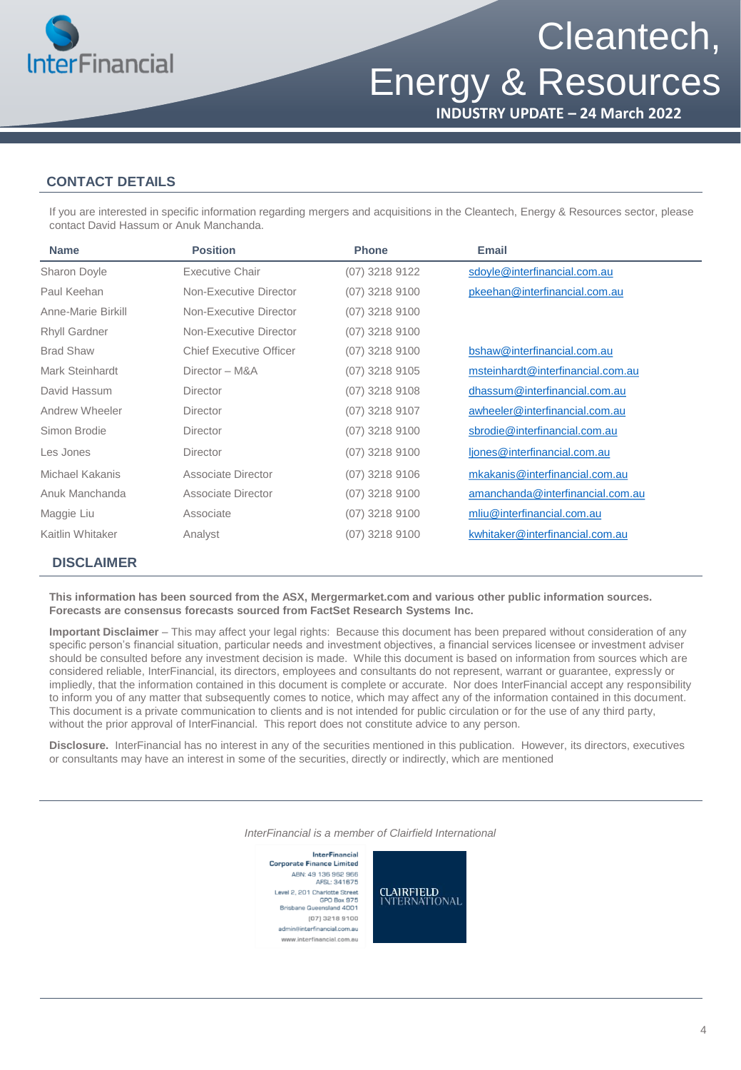# Cleantech, Energy & Resources

**INDUSTRY UPDATE – 24 March 2022**

## CONTACT DETAILS

If you are interested in specific information regarding mergers and acquisitions in the Cleantech, Energy & Resources sector, please contact David Hassum or Anuk Manchanda.

| Name | Position | Phone | Email |
|---|---|---|---|
| Sharon Doyle | Executive Chair | (07) 3218 9122 | sdoyle@interfinancial.com.au |
| Paul Keehan | Non-Executive Director | (07) 3218 9100 | pkeehan@interfinancial.com.au |
| Anne-Marie Birkill | Non-Executive Director | (07) 3218 9100 | |
| Rhyll Gardner | Non-Executive Director | (07) 3218 9100 | |
| Brad Shaw | Chief Executive Officer | (07) 3218 9100 | bshaw@interfinancial.com.au |
| Mark Steinhardt | Director – M&A | (07) 3218 9105 | msteinhardt@interfinancial.com.au |
| David Hassum | Director | (07) 3218 9108 | dhassum@interfinancial.com.au |
| Andrew Wheeler | Director | (07) 3218 9107 | awheeler@interfinancial.com.au |
| Simon Brodie | Director | (07) 3218 9100 | sbrodie@interfinancial.com.au |
| Les Jones | Director | (07) 3218 9100 | ljones@interfinancial.com.au |
| Michael Kakanis | Associate Director | (07) 3218 9106 | mkakanis@interfinancial.com.au |
| Anuk Manchanda | Associate Director | (07) 3218 9100 | amanchanda@interfinancial.com.au |
| Maggie Liu | Associate | (07) 3218 9100 | mliu@interfinancial.com.au |
| Kaitlin Whitaker | Analyst | (07) 3218 9100 | kwhitaker@interfinancial.com.au |

## DISCLAIMER

**This information has been sourced from the ASX, Mergermarket.com and various other public information sources. Forecasts are consensus forecasts sourced from FactSet Research Systems Inc.**

**Important Disclaimer** – This may affect your legal rights: Because this document has been prepared without consideration of any specific person's financial situation, particular needs and investment objectives, a financial services licensee or investment adviser should be consulted before any investment decision is made. While this document is based on information from sources which are considered reliable, InterFinancial, its directors, employees and consultants do not represent, warrant or guarantee, expressly or impliedly, that the information contained in this document is complete or accurate. Nor does InterFinancial accept any responsibility to inform you of any matter that subsequently comes to notice, which may affect any of the information contained in this document. This document is a private communication to clients and is not intended for public circulation or for the use of any third party, without the prior approval of InterFinancial. This report does not constitute advice to any person.

**Disclosure.** InterFinancial has no interest in any of the securities mentioned in this publication. However, its directors, executives or consultants may have an interest in some of the securities, directly or indirectly, which are mentioned

*InterFinancial is a member of Clairfield International*

**InterFinancial Corporate Finance Limited**
ABN: 49 136 962 966
AFSL: 341675
Level 2, 201 Charlotte Street
GPO Box 975
Brisbane Queensland 4001
(07) 3218 9100
admin@interfinancial.com.au
www.interfinancial.com.au

CLAIRFIELD INTERNATIONAL